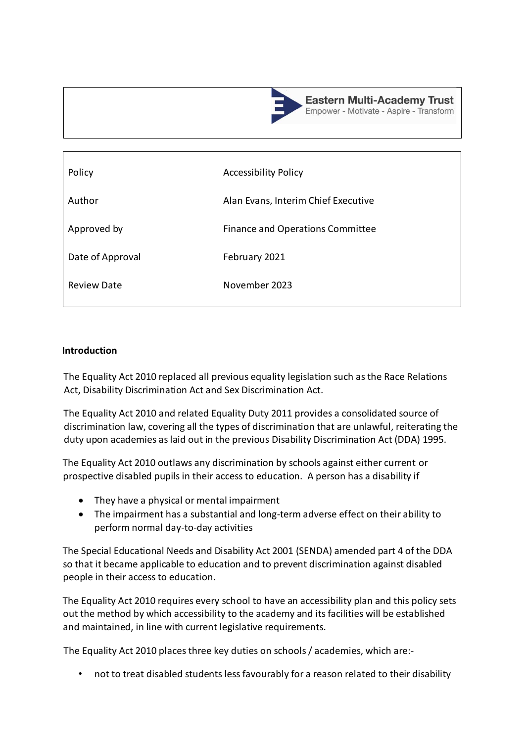**Eastern Multi-Academy Trust**
Empower - Motivate - Aspire - Transform

| Policy | Accessibility Policy |
|---|---|
| Author | Alan Evans, Interim Chief Executive |
| Approved by | Finance and Operations Committee |
| Date of Approval | February 2021 |
| Review Date | November 2023 |

**Introduction**

The Equality Act 2010 replaced all previous equality legislation such as the Race Relations Act, Disability Discrimination Act and Sex Discrimination Act.

The Equality Act 2010 and related Equality Duty 2011 provides a consolidated source of discrimination law, covering all the types of discrimination that are unlawful, reiterating the duty upon academies as laid out in the previous Disability Discrimination Act (DDA) 1995.

The Equality Act 2010 outlaws any discrimination by schools against either current or prospective disabled pupils in their access to education. A person has a disability if

- They have a physical or mental impairment
- The impairment has a substantial and long-term adverse effect on their ability to perform normal day-to-day activities

The Special Educational Needs and Disability Act 2001 (SENDA) amended part 4 of the DDA so that it became applicable to education and to prevent discrimination against disabled people in their access to education.

The Equality Act 2010 requires every school to have an accessibility plan and this policy sets out the method by which accessibility to the academy and its facilities will be established and maintained, in line with current legislative requirements.

The Equality Act 2010 places three key duties on schools / academies, which are:-

- not to treat disabled students less favourably for a reason related to their disability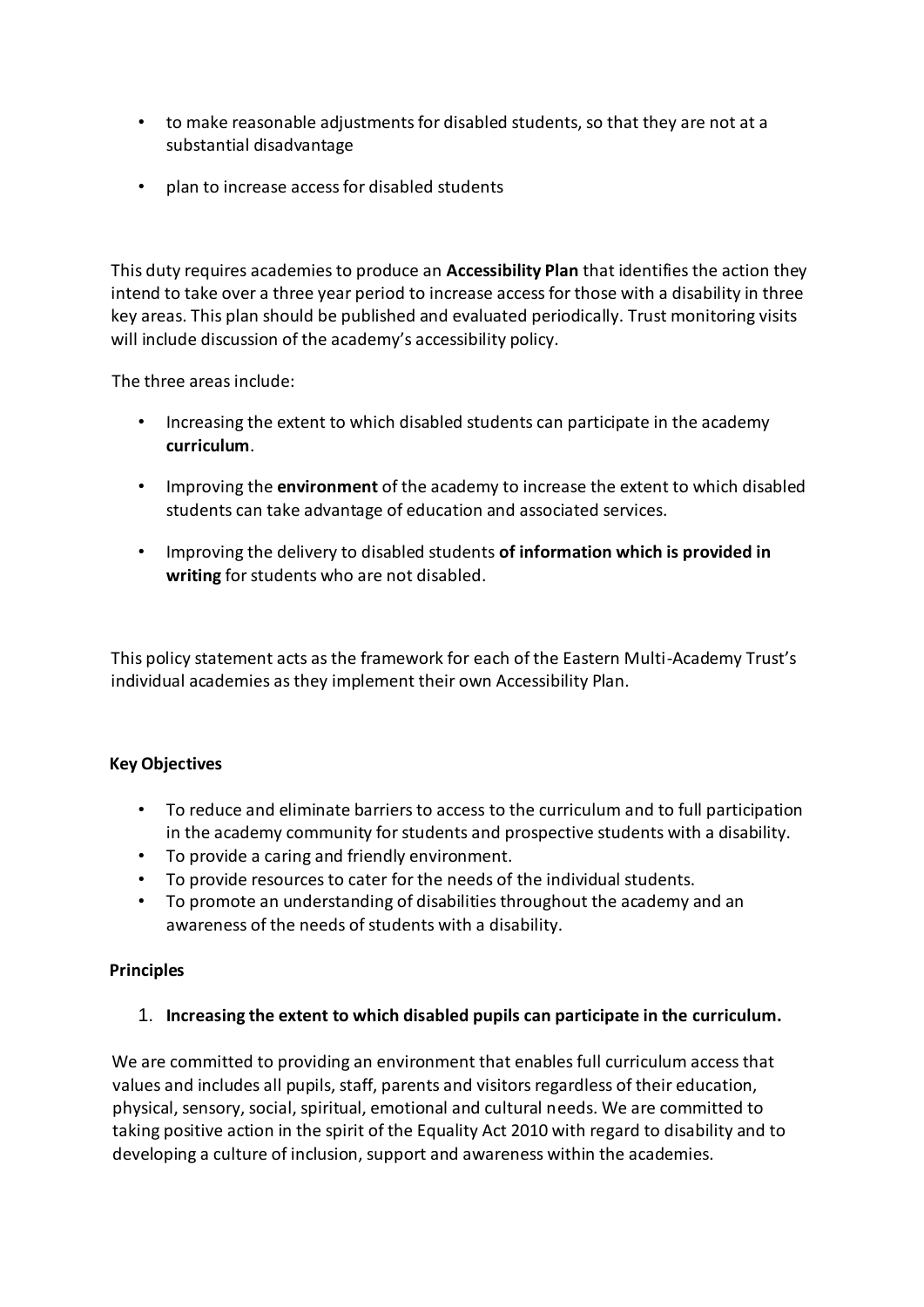- to make reasonable adjustments for disabled students, so that they are not at a substantial disadvantage
- plan to increase access for disabled students

This duty requires academies to produce an **Accessibility Plan** that identifies the action they intend to take over a three year period to increase access for those with a disability in three key areas. This plan should be published and evaluated periodically. Trust monitoring visits will include discussion of the academy's accessibility policy.

The three areas include:

- Increasing the extent to which disabled students can participate in the academy **curriculum**.
- Improving the **environment** of the academy to increase the extent to which disabled students can take advantage of education and associated services.
- Improving the delivery to disabled students **of information which is provided in writing** for students who are not disabled.

This policy statement acts as the framework for each of the Eastern Multi-Academy Trust's individual academies as they implement their own Accessibility Plan.

**Key Objectives**

- To reduce and eliminate barriers to access to the curriculum and to full participation in the academy community for students and prospective students with a disability.
- To provide a caring and friendly environment.
- To provide resources to cater for the needs of the individual students.
- To promote an understanding of disabilities throughout the academy and an awareness of the needs of students with a disability.

**Principles**

1. **Increasing the extent to which disabled pupils can participate in the curriculum.**

We are committed to providing an environment that enables full curriculum access that values and includes all pupils, staff, parents and visitors regardless of their education, physical, sensory, social, spiritual, emotional and cultural needs. We are committed to taking positive action in the spirit of the Equality Act 2010 with regard to disability and to developing a culture of inclusion, support and awareness within the academies.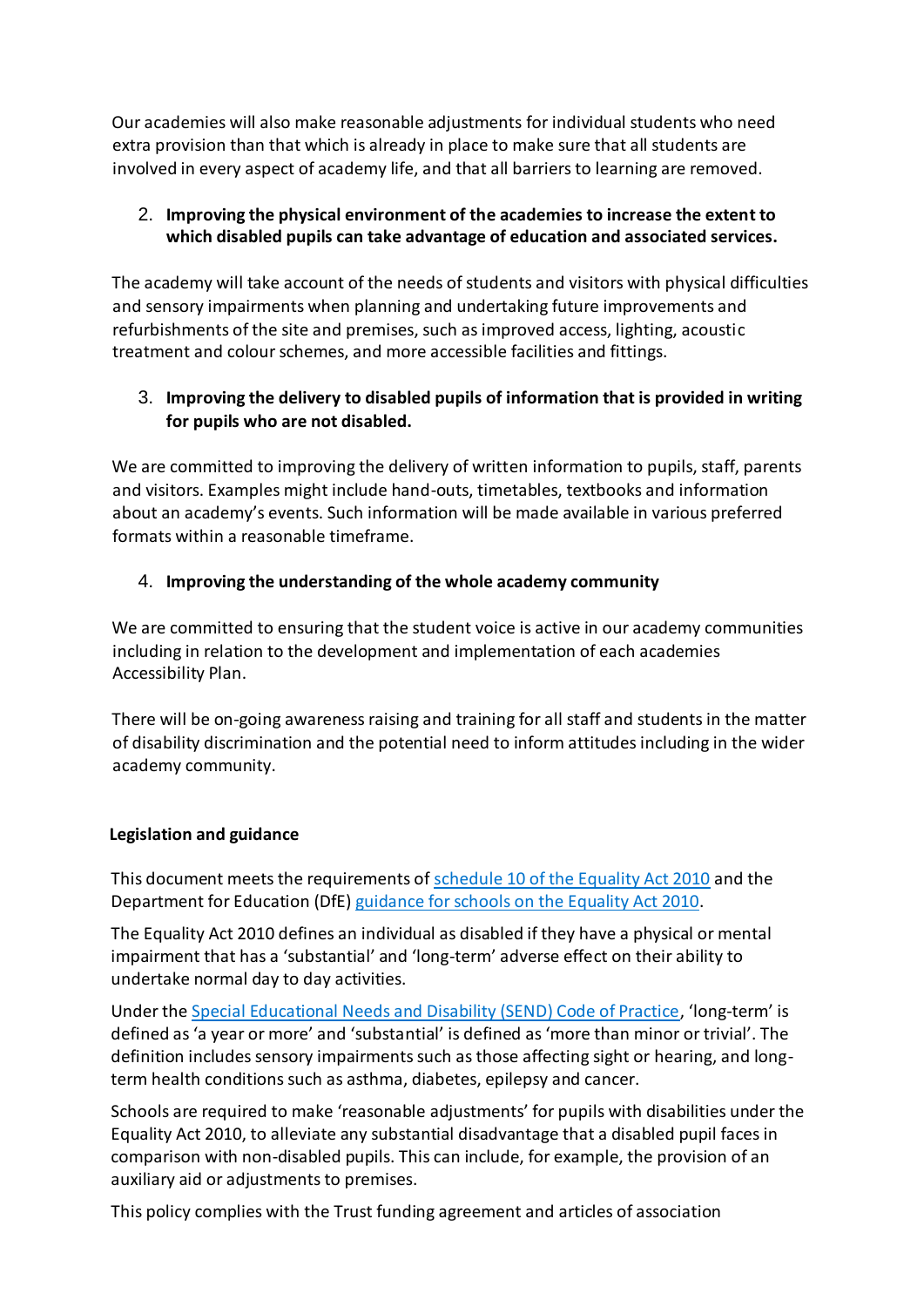Our academies will also make reasonable adjustments for individual students who need extra provision than that which is already in place to make sure that all students are involved in every aspect of academy life, and that all barriers to learning are removed.

2. **Improving the physical environment of the academies to increase the extent to which disabled pupils can take advantage of education and associated services.**

The academy will take account of the needs of students and visitors with physical difficulties and sensory impairments when planning and undertaking future improvements and refurbishments of the site and premises, such as improved access, lighting, acoustic treatment and colour schemes, and more accessible facilities and fittings.

3. **Improving the delivery to disabled pupils of information that is provided in writing for pupils who are not disabled.**

We are committed to improving the delivery of written information to pupils, staff, parents and visitors. Examples might include hand-outs, timetables, textbooks and information about an academy's events. Such information will be made available in various preferred formats within a reasonable timeframe.

4. **Improving the understanding of the whole academy community**

We are committed to ensuring that the student voice is active in our academy communities including in relation to the development and implementation of each academies Accessibility Plan.

There will be on-going awareness raising and training for all staff and students in the matter of disability discrimination and the potential need to inform attitudes including in the wider academy community.

**Legislation and guidance**

This document meets the requirements of schedule 10 of the Equality Act 2010 and the Department for Education (DfE) guidance for schools on the Equality Act 2010.

The Equality Act 2010 defines an individual as disabled if they have a physical or mental impairment that has a 'substantial' and 'long-term' adverse effect on their ability to undertake normal day to day activities.

Under the Special Educational Needs and Disability (SEND) Code of Practice, 'long-term' is defined as 'a year or more' and 'substantial' is defined as 'more than minor or trivial'. The definition includes sensory impairments such as those affecting sight or hearing, and long-term health conditions such as asthma, diabetes, epilepsy and cancer.

Schools are required to make 'reasonable adjustments' for pupils with disabilities under the Equality Act 2010, to alleviate any substantial disadvantage that a disabled pupil faces in comparison with non-disabled pupils. This can include, for example, the provision of an auxiliary aid or adjustments to premises.

This policy complies with the Trust funding agreement and articles of association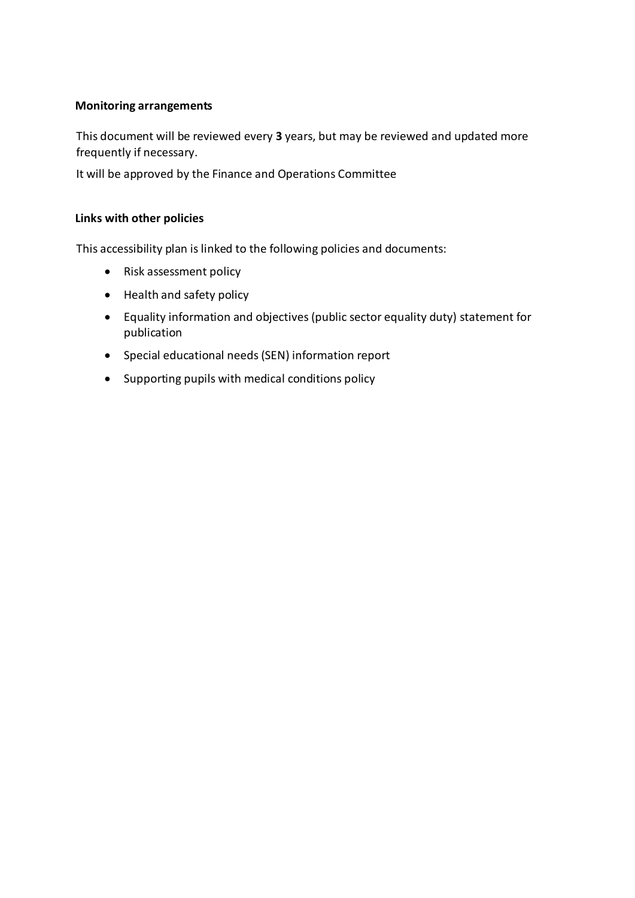**Monitoring arrangements**

This document will be reviewed every **3** years, but may be reviewed and updated more frequently if necessary.

It will be approved by the Finance and Operations Committee

**Links with other policies**

This accessibility plan is linked to the following policies and documents:

- Risk assessment policy
- Health and safety policy
- Equality information and objectives (public sector equality duty) statement for publication
- Special educational needs (SEN) information report
- Supporting pupils with medical conditions policy